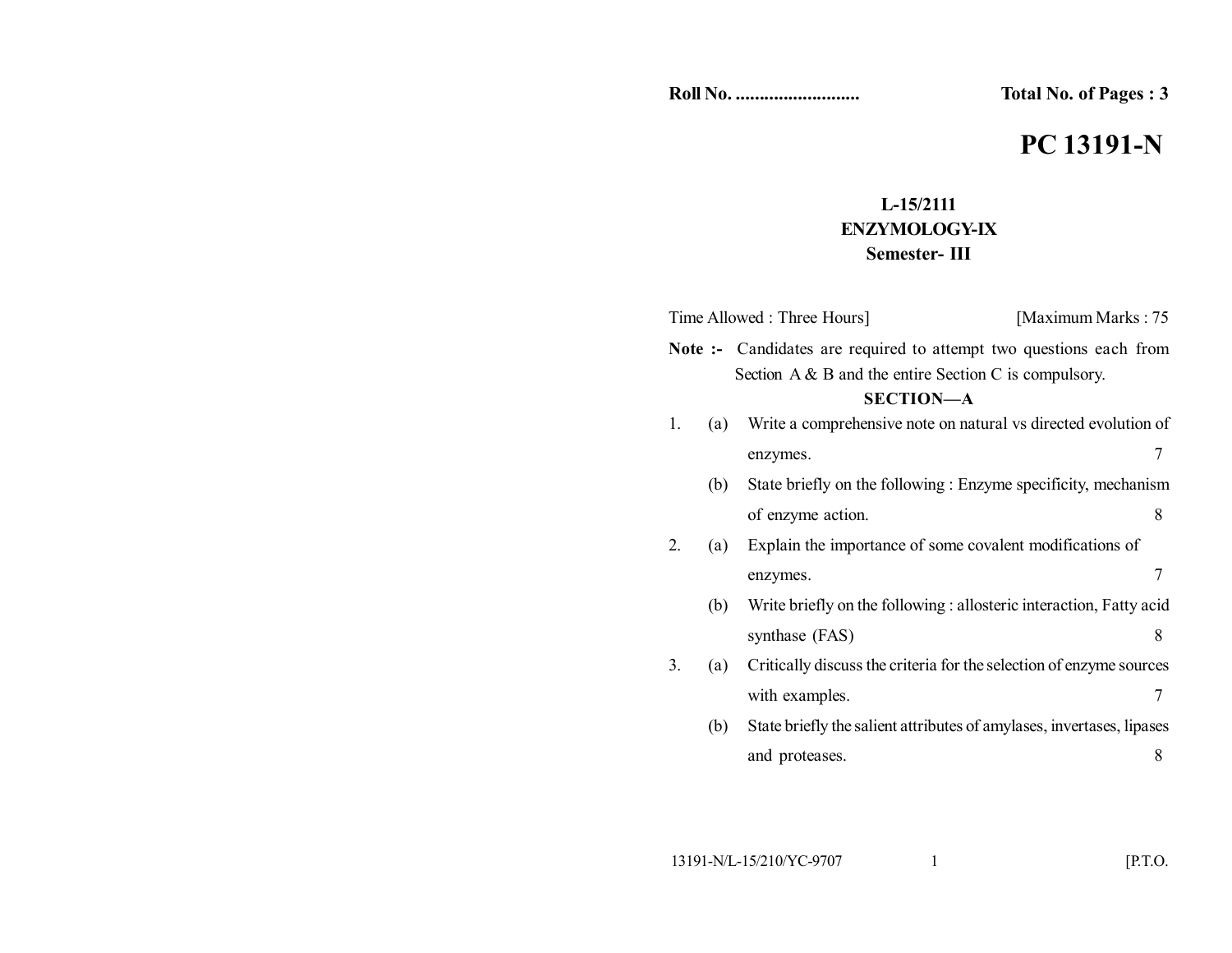**Roll No. ..........................** **Total No. of Pages : 3**

# PC 13191-N

**L-15/2111**
**ENZYMOLOGY-IX**
**Semester- III**

Time Allowed : Three Hours] [Maximum Marks : 75

**Note :-** Candidates are required to attempt two questions each from Section A & B and the entire Section C is compulsory.

## SECTION—A

1. (a) Write a comprehensive note on natural vs directed evolution of enzymes. 7

   (b) State briefly on the following : Enzyme specificity, mechanism of enzyme action. 8

2. (a) Explain the importance of some covalent modifications of enzymes. 7

   (b) Write briefly on the following : allosteric interaction, Fatty acid synthase (FAS) 8

3. (a) Critically discuss the criteria for the selection of enzyme sources with examples. 7

   (b) State briefly the salient attributes of amylases, invertases, lipases and proteases. 8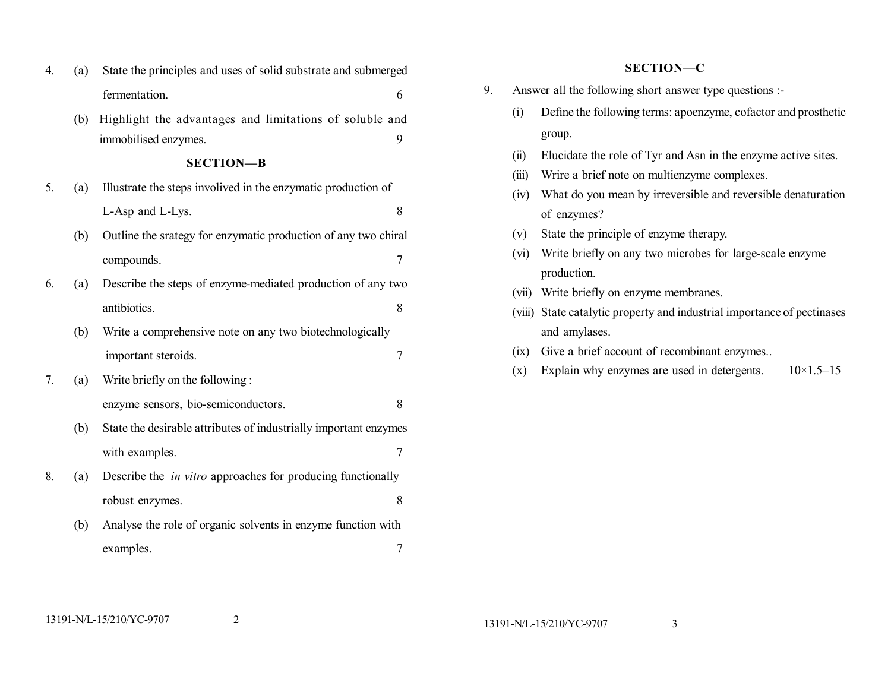4. (a) State the principles and uses of solid substrate and submerged fermentation. 6

   (b) Highlight the advantages and limitations of soluble and immobilised enzymes. 9

## SECTION—B

5. (a) Illustrate the steps involved in the enzymatic production of L-Asp and L-Lys. 8

   (b) Outline the srategy for enzymatic production of any two chiral compounds. 7

6. (a) Describe the steps of enzyme-mediated production of any two antibiotics. 8

   (b) Write a comprehensive note on any two biotechnologically important steroids. 7

7. (a) Write briefly on the following :
   enzyme sensors, bio-semiconductors. 8

   (b) State the desirable attributes of industrially important enzymes with examples. 7

8. (a) Describe the *in vitro* approaches for producing functionally robust enzymes. 8

   (b) Analyse the role of organic solvents in enzyme function with examples. 7

## SECTION—C

9. Answer all the following short answer type questions :-

   (i) Define the following terms: apoenzyme, cofactor and prosthetic group.

   (ii) Elucidate the role of Tyr and Asn in the enzyme active sites.

   (iii) Wrire a brief note on multienzyme complexes.

   (iv) What do you mean by irreversible and reversible denaturation of enzymes?

   (v) State the principle of enzyme therapy.

   (vi) Write briefly on any two microbes for large-scale enzyme production.

   (vii) Write briefly on enzyme membranes.

   (viii) State catalytic property and industrial importance of pectinases and amylases.

   (ix) Give a brief account of recombinant enzymes..

   (x) Explain why enzymes are used in detergents. $10 \times 1.5 = 15$

13191-N/L-15/210/YC-9707